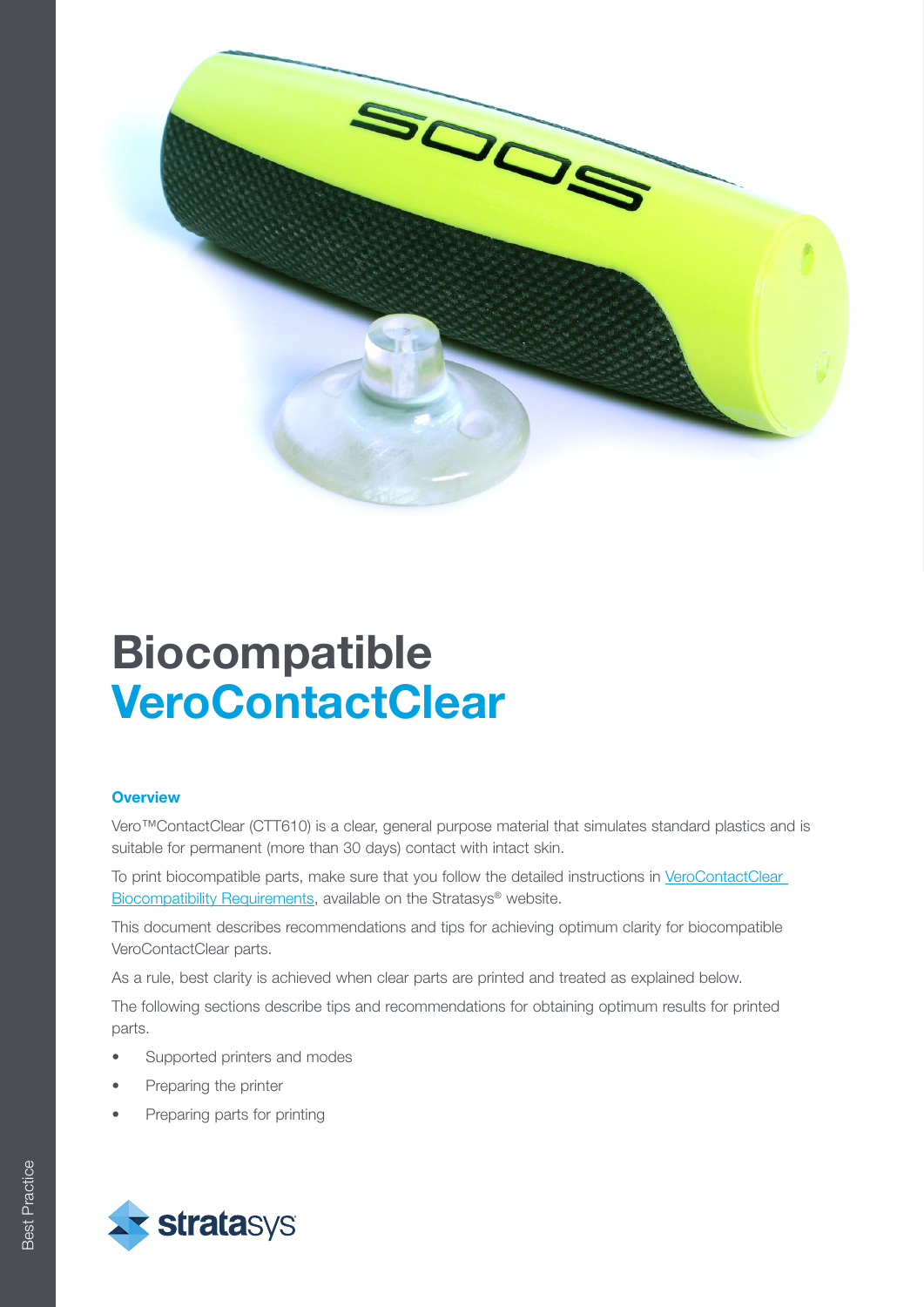# Biocompatible VeroContactClear

## Overview

Vero™ContactClear (CTT610) is a clear, general purpose material that simulates standard plastics and is suitable for permanent (more than 30 days) contact with intact skin.

To print biocompatible parts, make sure that you follow the detailed instructions in VeroContactClear Biocompatibility Requirements, available on the Stratasys® website.

This document describes recommendations and tips for achieving optimum clarity for biocompatible VeroContactClear parts.

As a rule, best clarity is achieved when clear parts are printed and treated as explained below.

The following sections describe tips and recommendations for obtaining optimum results for printed parts.

- Supported printers and modes
- Preparing the printer
- Preparing parts for printing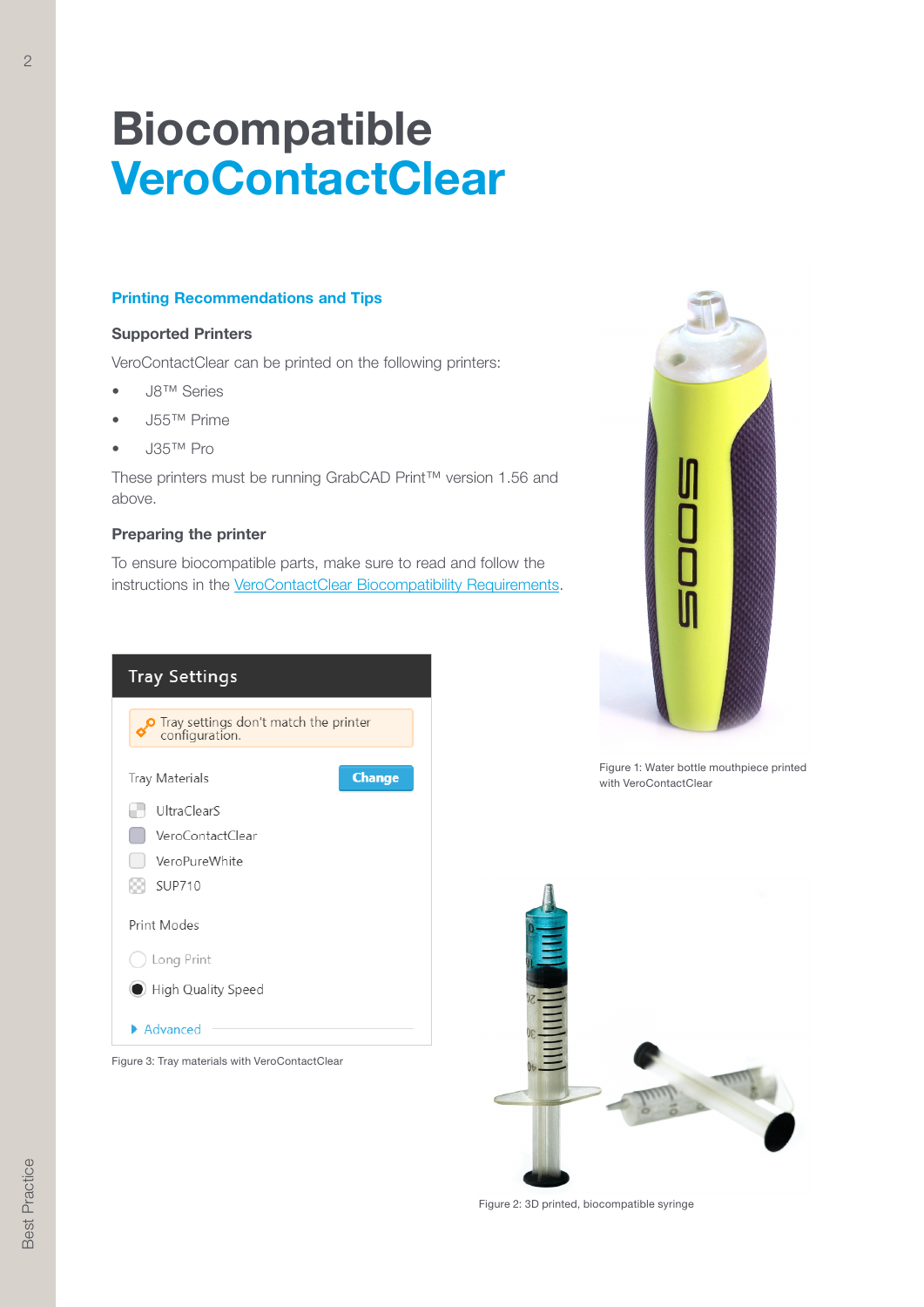# Biocompatible VeroContactClear

## Printing Recommendations and Tips

### Supported Printers

VeroContactClear can be printed on the following printers:

- J8™ Series
- J55™ Prime
- J35™ Pro

These printers must be running GrabCAD Print™ version 1.56 and above.

### Preparing the printer

To ensure biocompatible parts, make sure to read and follow the instructions in the VeroContactClear Biocompatibility Requirements.

Figure 1: Water bottle mouthpiece printed with VeroContactClear

Figure 3: Tray materials with VeroContactClear

Figure 2: 3D printed, biocompatible syringe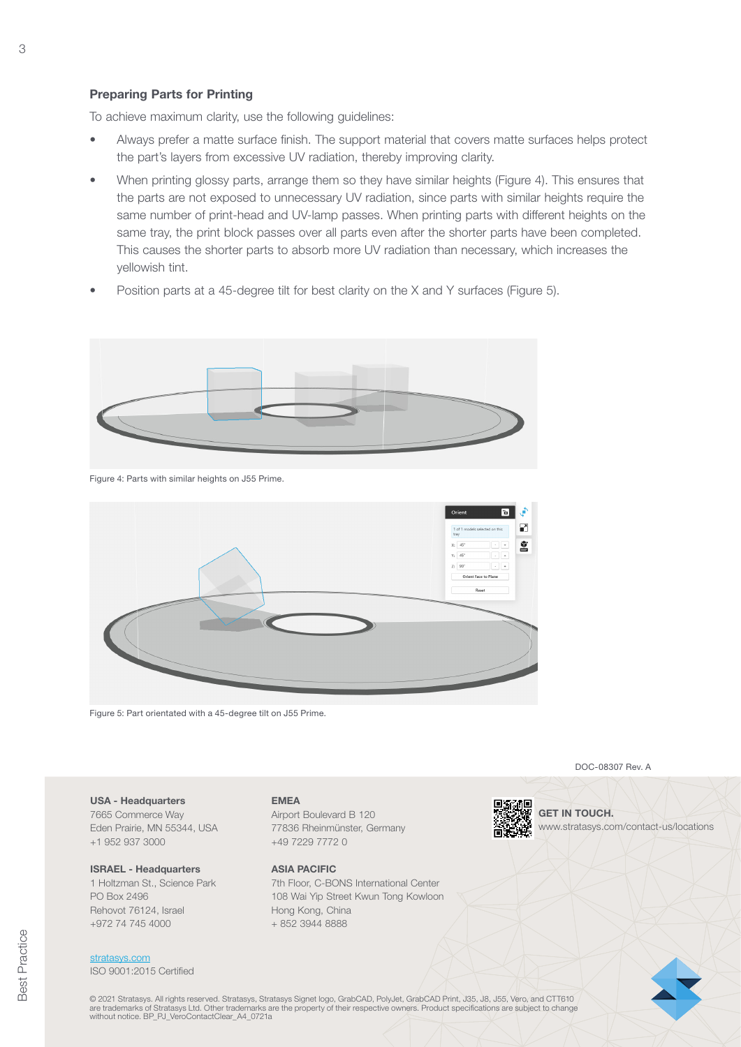### Preparing Parts for Printing

To achieve maximum clarity, use the following guidelines:

- Always prefer a matte surface finish. The support material that covers matte surfaces helps protect the part's layers from excessive UV radiation, thereby improving clarity.
- When printing glossy parts, arrange them so they have similar heights (Figure 4). This ensures that the parts are not exposed to unnecessary UV radiation, since parts with similar heights require the same number of print-head and UV-lamp passes. When printing parts with different heights on the same tray, the print block passes over all parts even after the shorter parts have been completed. This causes the shorter parts to absorb more UV radiation than necessary, which increases the yellowish tint.
- Position parts at a 45-degree tilt for best clarity on the X and Y surfaces (Figure 5).

Figure 4: Parts with similar heights on J55 Prime.

Orient

1 of 1 models selected on this tray

X: 45°

Y: 45°

Z: 90°

Orient Face to Plane

Reset

Figure 5: Part orientated with a 45-degree tilt on J55 Prime.

DOC-08307 Rev. A

**USA - Headquarters**
7665 Commerce Way
Eden Prairie, MN 55344, USA
+1 952 937 3000

**ISRAEL - Headquarters**
1 Holtzman St., Science Park
PO Box 2496
Rehovot 76124, Israel
+972 74 745 4000

**EMEA**
Airport Boulevard B 120
77836 Rheinmünster, Germany
+49 7229 7772 0

**ASIA PACIFIC**
7th Floor, C-BONS International Center
108 Wai Yip Street Kwun Tong Kowloon
Hong Kong, China
+ 852 3944 8888

**GET IN TOUCH.**
www.stratasys.com/contact-us/locations

[stratasys.com](https://www.stratasys.com)
ISO 9001:2015 Certified

© 2021 Stratasys. All rights reserved. Stratasys, Stratasys Signet logo, GrabCAD, PolyJet, GrabCAD Print, J35, J8, J55, Vero, and CTT610 are trademarks of Stratasys Ltd. Other trademarks are the property of their respective owners. Product specifications are subject to change without notice. BP_PJ_VeroContactClear_A4_0721a